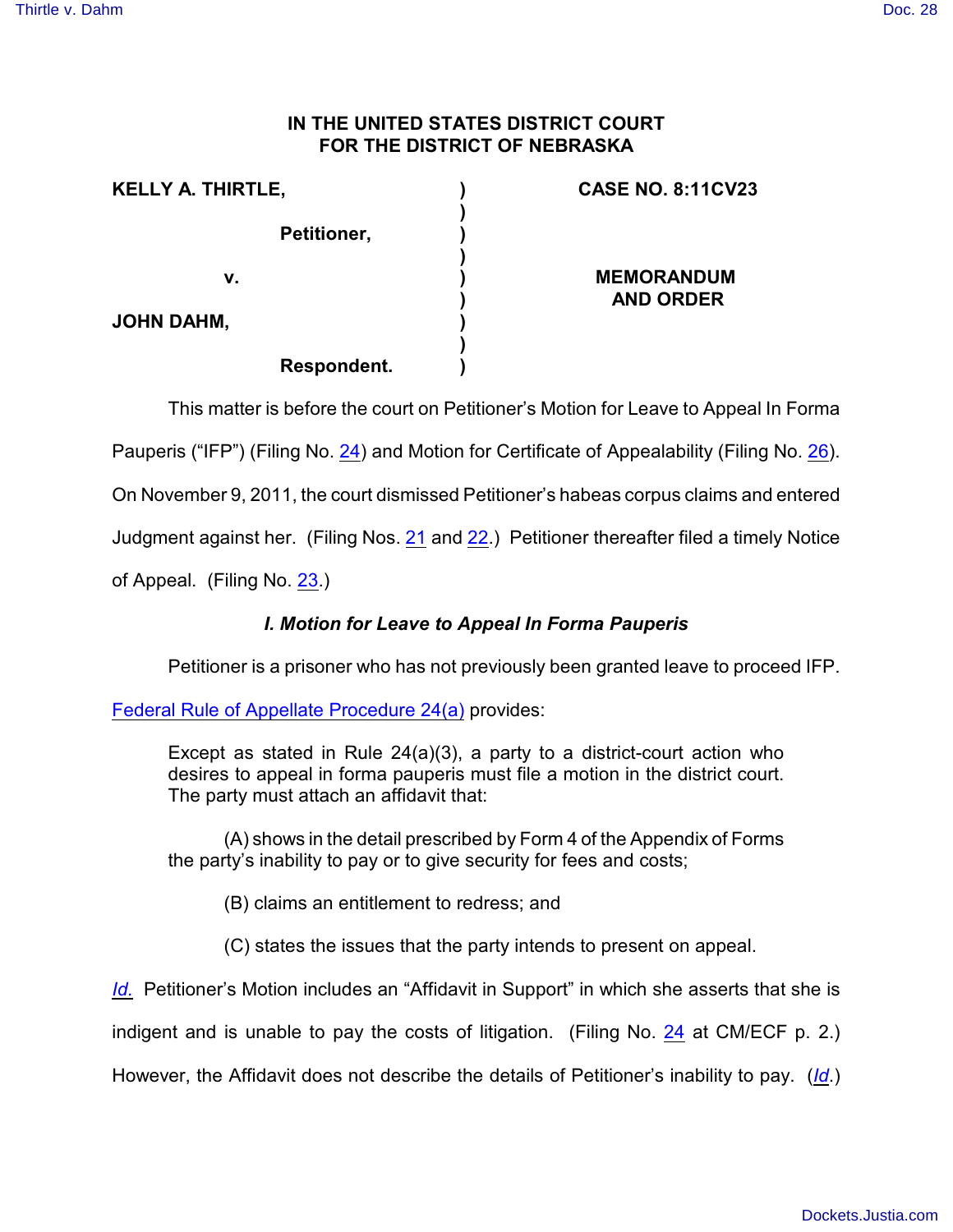**IN THE UNITED STATES DISTRICT COURT**
**FOR THE DISTRICT OF NEBRASKA**

| | | |
|---|---|---|
| **KELLY A. THIRTLE,** | ) | **CASE NO. 8:11CV23** |
| | ) | |
| **Petitioner,** | ) | |
| | ) | |
| **v.** | ) | **MEMORANDUM AND ORDER** |
| | ) | |
| **JOHN DAHM,** | ) | |
| | ) | |
| **Respondent.** | ) | |

This matter is before the court on Petitioner's Motion for Leave to Appeal In Forma Pauperis ("IFP") (Filing No. 24) and Motion for Certificate of Appealability (Filing No. 26). On November 9, 2011, the court dismissed Petitioner's habeas corpus claims and entered Judgment against her. (Filing Nos. 21 and 22.) Petitioner thereafter filed a timely Notice of Appeal. (Filing No. 23.)

### *I. Motion for Leave to Appeal In Forma Pauperis*

Petitioner is a prisoner who has not previously been granted leave to proceed IFP. Federal Rule of Appellate Procedure 24(a) provides:

> Except as stated in Rule 24(a)(3), a party to a district-court action who desires to appeal in forma pauperis must file a motion in the district court. The party must attach an affidavit that:
>
> (A) shows in the detail prescribed by Form 4 of the Appendix of Forms the party's inability to pay or to give security for fees and costs;
>
> (B) claims an entitlement to redress; and
>
> (C) states the issues that the party intends to present on appeal.

*Id.* Petitioner's Motion includes an "Affidavit in Support" in which she asserts that she is indigent and is unable to pay the costs of litigation. (Filing No. 24 at CM/ECF p. 2.) However, the Affidavit does not describe the details of Petitioner's inability to pay. (*Id.*)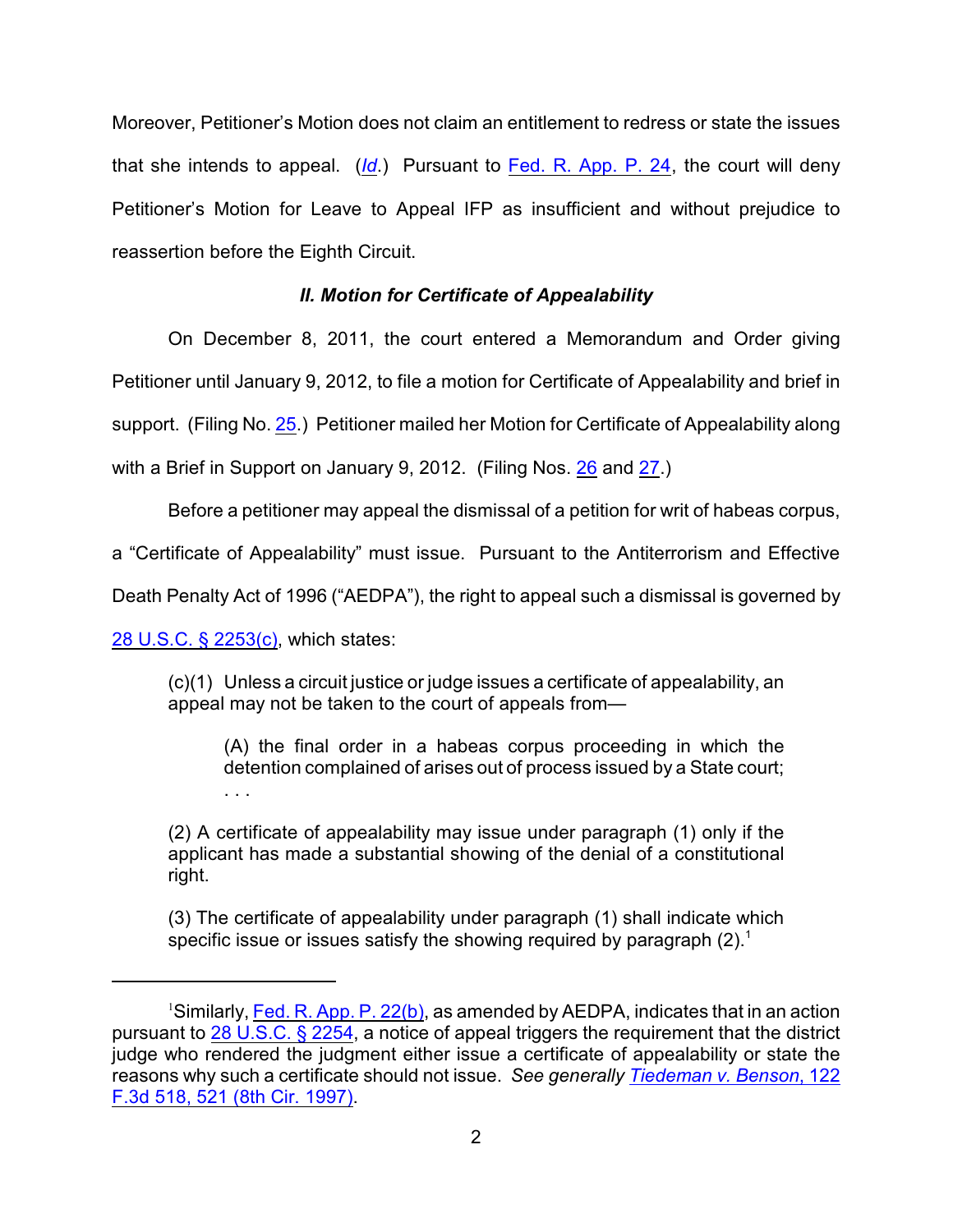Moreover, Petitioner's Motion does not claim an entitlement to redress or state the issues that she intends to appeal. (*Id*.) Pursuant to Fed. R. App. P. 24, the court will deny Petitioner's Motion for Leave to Appeal IFP as insufficient and without prejudice to reassertion before the Eighth Circuit.

### *II. Motion for Certificate of Appealability*

On December 8, 2011, the court entered a Memorandum and Order giving Petitioner until January 9, 2012, to file a motion for Certificate of Appealability and brief in support. (Filing No. 25.) Petitioner mailed her Motion for Certificate of Appealability along with a Brief in Support on January 9, 2012. (Filing Nos. 26 and 27.)

Before a petitioner may appeal the dismissal of a petition for writ of habeas corpus, a "Certificate of Appealability" must issue. Pursuant to the Antiterrorism and Effective Death Penalty Act of 1996 ("AEDPA"), the right to appeal such a dismissal is governed by 28 U.S.C. § 2253(c), which states:

> (c)(1) Unless a circuit justice or judge issues a certificate of appealability, an appeal may not be taken to the court of appeals from—
>
> > (A) the final order in a habeas corpus proceeding in which the detention complained of arises out of process issued by a State court; . . .
>
> (2) A certificate of appealability may issue under paragraph (1) only if the applicant has made a substantial showing of the denial of a constitutional right.
>
> (3) The certificate of appealability under paragraph (1) shall indicate which specific issue or issues satisfy the showing required by paragraph (2).[1]

---

[1]Similarly, Fed. R. App. P. 22(b), as amended by AEDPA, indicates that in an action pursuant to 28 U.S.C. § 2254, a notice of appeal triggers the requirement that the district judge who rendered the judgment either issue a certificate of appealability or state the reasons why such a certificate should not issue. *See generally* *Tiedeman v. Benson*, 122 F.3d 518, 521 (8th Cir. 1997).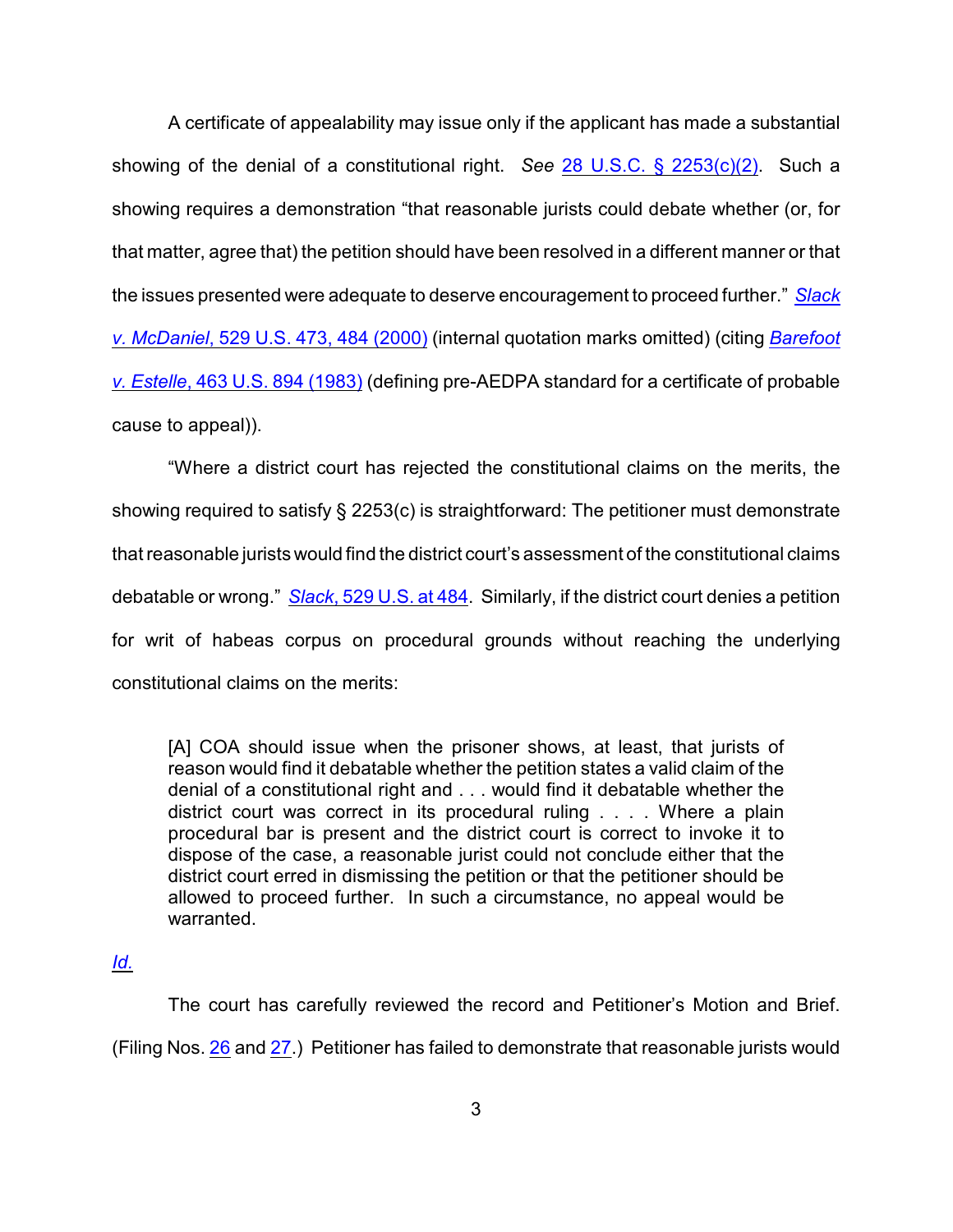A certificate of appealability may issue only if the applicant has made a substantial showing of the denial of a constitutional right. *See* 28 U.S.C. § 2253(c)(2). Such a showing requires a demonstration "that reasonable jurists could debate whether (or, for that matter, agree that) the petition should have been resolved in a different manner or that the issues presented were adequate to deserve encouragement to proceed further." *Slack v. McDaniel*, 529 U.S. 473, 484 (2000) (internal quotation marks omitted) (citing *Barefoot v. Estelle*, 463 U.S. 894 (1983) (defining pre-AEDPA standard for a certificate of probable cause to appeal)).

"Where a district court has rejected the constitutional claims on the merits, the showing required to satisfy § 2253(c) is straightforward: The petitioner must demonstrate that reasonable jurists would find the district court's assessment of the constitutional claims debatable or wrong." *Slack*, 529 U.S. at 484. Similarly, if the district court denies a petition for writ of habeas corpus on procedural grounds without reaching the underlying constitutional claims on the merits:

> [A] COA should issue when the prisoner shows, at least, that jurists of reason would find it debatable whether the petition states a valid claim of the denial of a constitutional right and . . . would find it debatable whether the district court was correct in its procedural ruling . . . . Where a plain procedural bar is present and the district court is correct to invoke it to dispose of the case, a reasonable jurist could not conclude either that the district court erred in dismissing the petition or that the petitioner should be allowed to proceed further. In such a circumstance, no appeal would be warranted.

*Id.*

The court has carefully reviewed the record and Petitioner's Motion and Brief. (Filing Nos. 26 and 27.) Petitioner has failed to demonstrate that reasonable jurists would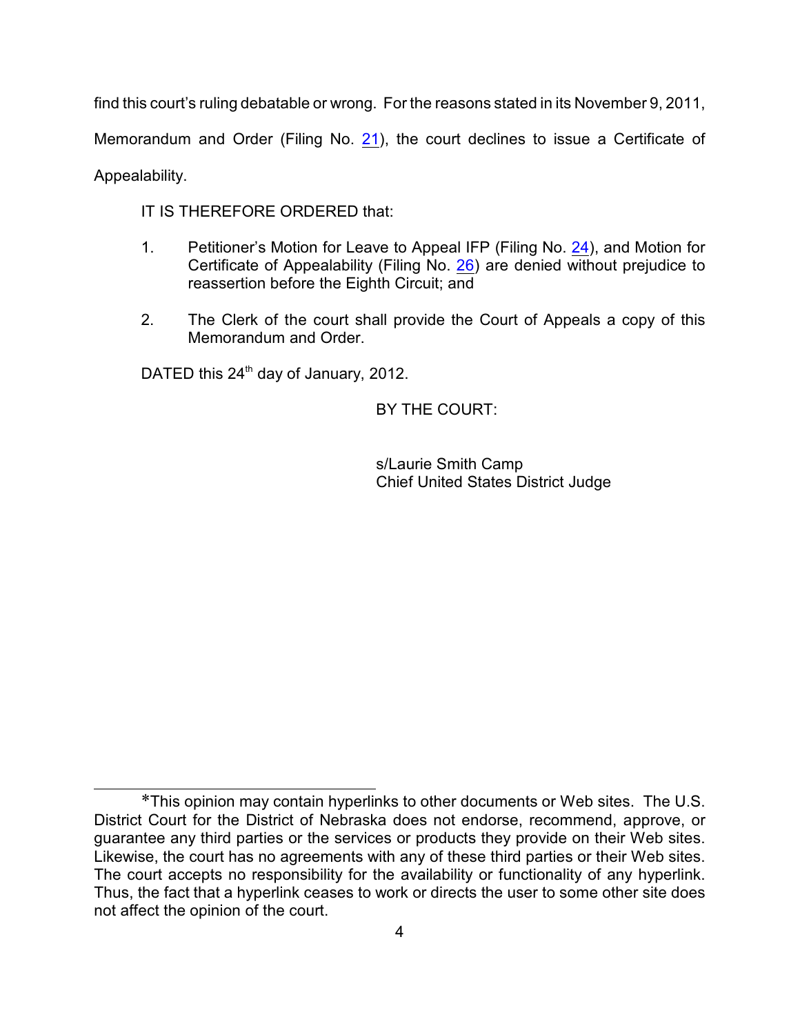find this court's ruling debatable or wrong. For the reasons stated in its November 9, 2011, Memorandum and Order (Filing No. 21), the court declines to issue a Certificate of Appealability.

IT IS THEREFORE ORDERED that:

1. Petitioner's Motion for Leave to Appeal IFP (Filing No. 24), and Motion for Certificate of Appealability (Filing No. 26) are denied without prejudice to reassertion before the Eighth Circuit; and

2. The Clerk of the court shall provide the Court of Appeals a copy of this Memorandum and Order.

DATED this 24th day of January, 2012.

BY THE COURT:

s/Laurie Smith Camp
Chief United States District Judge

---

*This opinion may contain hyperlinks to other documents or Web sites. The U.S. District Court for the District of Nebraska does not endorse, recommend, approve, or guarantee any third parties or the services or products they provide on their Web sites. Likewise, the court has no agreements with any of these third parties or their Web sites. The court accepts no responsibility for the availability or functionality of any hyperlink. Thus, the fact that a hyperlink ceases to work or directs the user to some other site does not affect the opinion of the court.